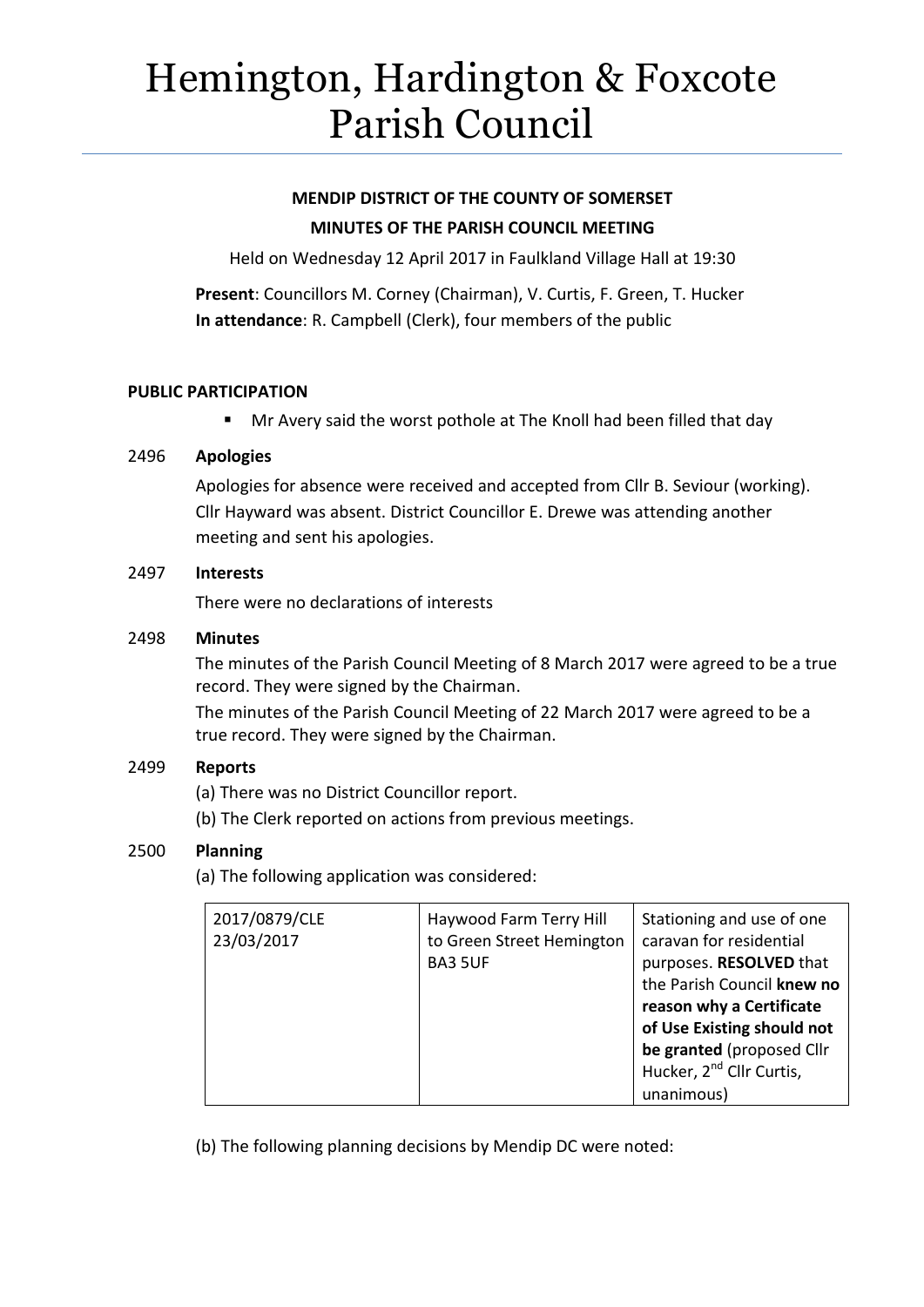# Hemington, Hardington & Foxcote Parish Council

**MENDIP DISTRICT OF THE COUNTY OF SOMERSET**

**MINUTES OF THE PARISH COUNCIL MEETING**

Held on Wednesday 12 April 2017 in Faulkland Village Hall at 19:30

**Present**: Councillors M. Corney (Chairman), V. Curtis, F. Green, T. Hucker
**In attendance**: R. Campbell (Clerk), four members of the public

**PUBLIC PARTICIPATION**

- Mr Avery said the worst pothole at The Knoll had been filled that day

2496 **Apologies**

Apologies for absence were received and accepted from Cllr B. Seviour (working). Cllr Hayward was absent. District Councillor E. Drewe was attending another meeting and sent his apologies.

2497 **Interests**

There were no declarations of interests

2498 **Minutes**

The minutes of the Parish Council Meeting of 8 March 2017 were agreed to be a true record. They were signed by the Chairman.

The minutes of the Parish Council Meeting of 22 March 2017 were agreed to be a true record. They were signed by the Chairman.

2499 **Reports**

(a) There was no District Councillor report.

(b) The Clerk reported on actions from previous meetings.

2500 **Planning**

(a) The following application was considered:

| | | |
|---|---|---|
| 2017/0879/CLE 23/03/2017 | Haywood Farm Terry Hill to Green Street Hemington BA3 5UF | Stationing and use of one caravan for residential purposes. **RESOLVED** that the Parish Council **knew no reason why a Certificate of Use Existing should not be granted** (proposed Cllr Hucker, 2nd Cllr Curtis, unanimous) |

(b) The following planning decisions by Mendip DC were noted: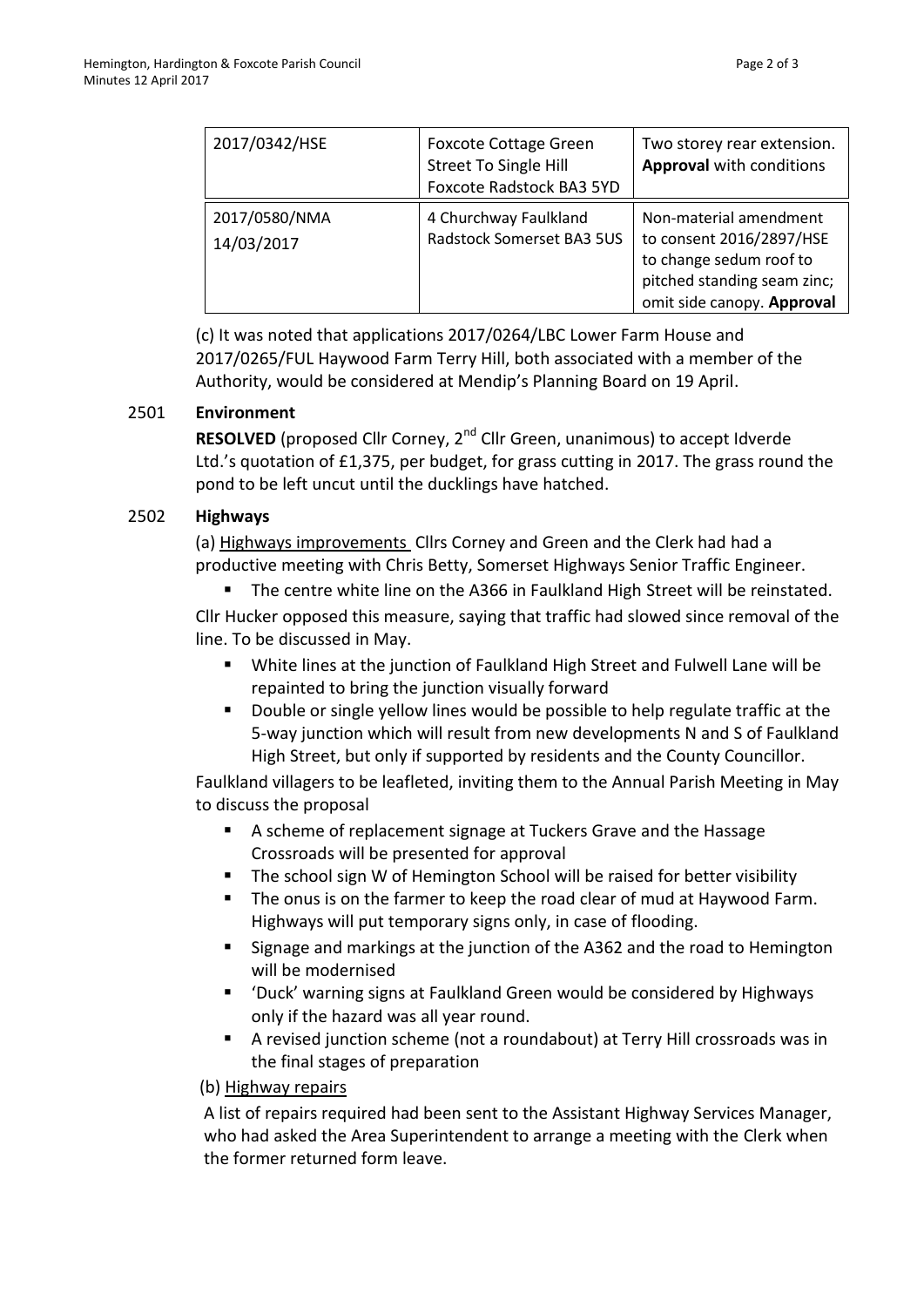| | | |
|---|---|---|
| 2017/0342/HSE | Foxcote Cottage Green Street To Single Hill Foxcote Radstock BA3 5YD | Two storey rear extension. **Approval** with conditions |
| 2017/0580/NMA 14/03/2017 | 4 Churchway Faulkland Radstock Somerset BA3 5US | Non-material amendment to consent 2016/2897/HSE to change sedum roof to pitched standing seam zinc; omit side canopy. **Approval** |

(c) It was noted that applications 2017/0264/LBC Lower Farm House and 2017/0265/FUL Haywood Farm Terry Hill, both associated with a member of the Authority, would be considered at Mendip's Planning Board on 19 April.

**2501 Environment**

**RESOLVED** (proposed Cllr Corney, 2nd Cllr Green, unanimous) to accept Idverde Ltd.'s quotation of £1,375, per budget, for grass cutting in 2017. The grass round the pond to be left uncut until the ducklings have hatched.

**2502 Highways**

(a) Highways improvements  Cllrs Corney and Green and the Clerk had had a productive meeting with Chris Betty, Somerset Highways Senior Traffic Engineer.

- The centre white line on the A366 in Faulkland High Street will be reinstated.

Cllr Hucker opposed this measure, saying that traffic had slowed since removal of the line. To be discussed in May.

- White lines at the junction of Faulkland High Street and Fulwell Lane will be repainted to bring the junction visually forward
- Double or single yellow lines would be possible to help regulate traffic at the 5-way junction which will result from new developments N and S of Faulkland High Street, but only if supported by residents and the County Councillor.

Faulkland villagers to be leafleted, inviting them to the Annual Parish Meeting in May to discuss the proposal

- A scheme of replacement signage at Tuckers Grave and the Hassage Crossroads will be presented for approval
- The school sign W of Hemington School will be raised for better visibility
- The onus is on the farmer to keep the road clear of mud at Haywood Farm. Highways will put temporary signs only, in case of flooding.
- Signage and markings at the junction of the A362 and the road to Hemington will be modernised
- 'Duck' warning signs at Faulkland Green would be considered by Highways only if the hazard was all year round.
- A revised junction scheme (not a roundabout) at Terry Hill crossroads was in the final stages of preparation

(b) Highway repairs

A list of repairs required had been sent to the Assistant Highway Services Manager, who had asked the Area Superintendent to arrange a meeting with the Clerk when the former returned form leave.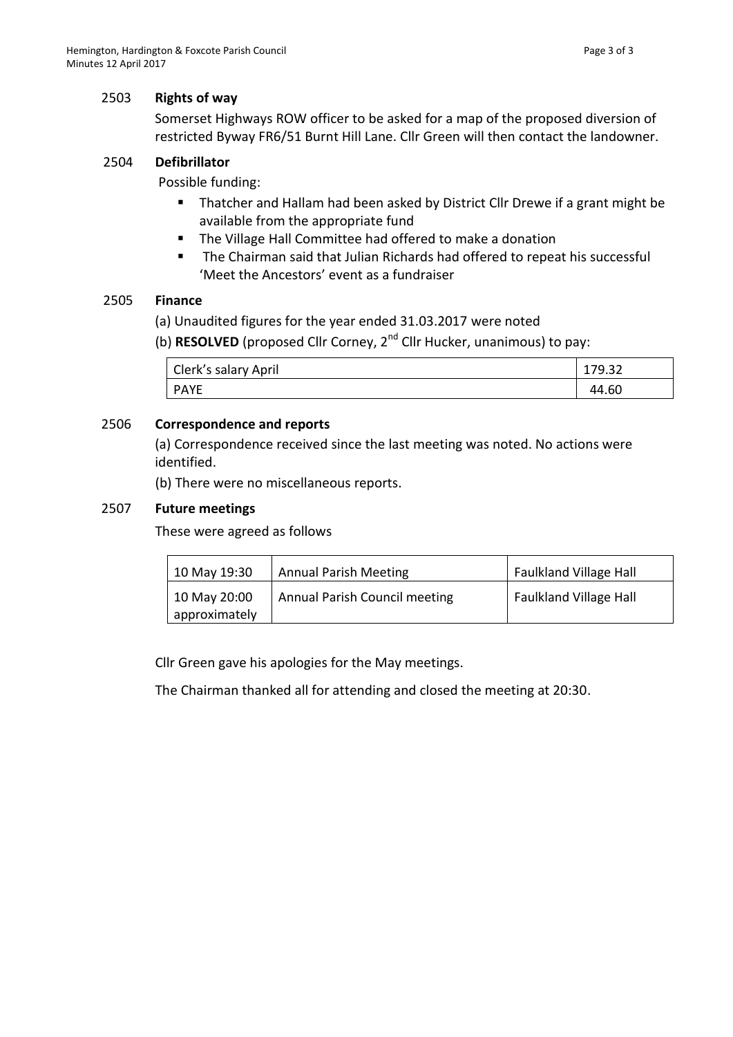### 2503 **Rights of way**

Somerset Highways ROW officer to be asked for a map of the proposed diversion of restricted Byway FR6/51 Burnt Hill Lane. Cllr Green will then contact the landowner.

### 2504 **Defibrillator**

Possible funding:

- Thatcher and Hallam had been asked by District Cllr Drewe if a grant might be available from the appropriate fund
- The Village Hall Committee had offered to make a donation
- The Chairman said that Julian Richards had offered to repeat his successful 'Meet the Ancestors' event as a fundraiser

### 2505 **Finance**

(a) Unaudited figures for the year ended 31.03.2017 were noted

(b) **RESOLVED** (proposed Cllr Corney, 2nd Cllr Hucker, unanimous) to pay:

| | |
|---|---|
| Clerk's salary April | 179.32 |
| PAYE | 44.60 |

### 2506 **Correspondence and reports**

(a) Correspondence received since the last meeting was noted. No actions were identified.

(b) There were no miscellaneous reports.

### 2507 **Future meetings**

These were agreed as follows

| | | |
|---|---|---|
| 10 May 19:30 | Annual Parish Meeting | Faulkland Village Hall |
| 10 May 20:00 approximately | Annual Parish Council meeting | Faulkland Village Hall |

Cllr Green gave his apologies for the May meetings.

The Chairman thanked all for attending and closed the meeting at 20:30.